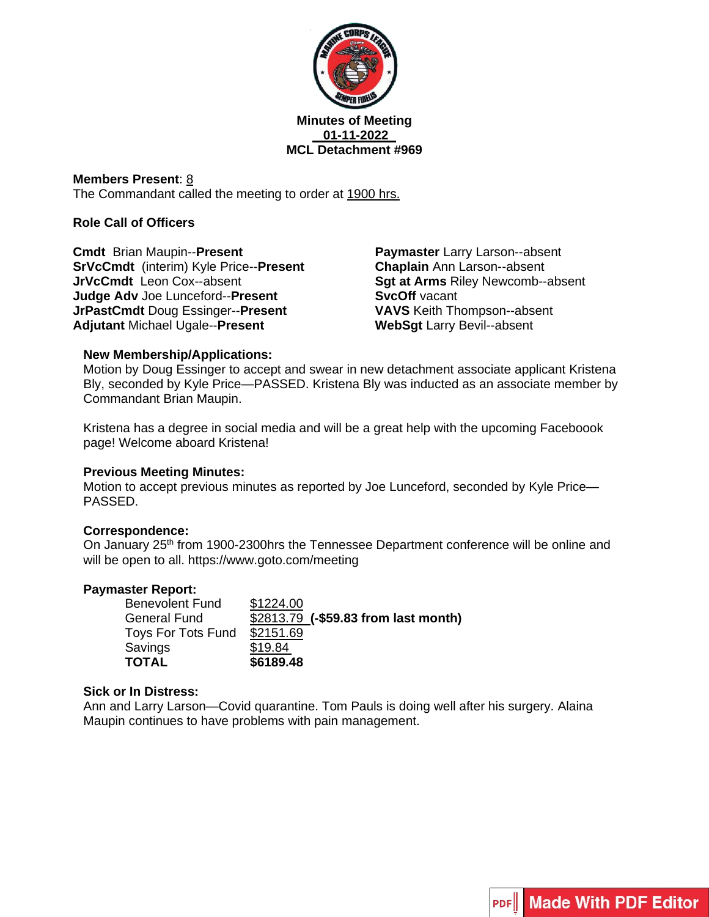**Minutes of Meeting**

**01-11-2022**

**MCL Detachment #969**

**Members Present**: 8

The Commandant called the meeting to order at 1900 hrs.

**Role Call of Officers**

**Cmdt** Brian Maupin--**Present**
**SrVcCmdt** (interim) Kyle Price--**Present**
**JrVcCmdt** Leon Cox--absent
**Judge Adv** Joe Lunceford--**Present**
**JrPastCmdt** Doug Essinger--**Present**
**Adjutant** Michael Ugale--**Present**
**Paymaster** Larry Larson--absent
**Chaplain** Ann Larson--absent
**Sgt at Arms** Riley Newcomb--absent
**SvcOff** vacant
**VAVS** Keith Thompson--absent
**WebSgt** Larry Bevil--absent

**New Membership/Applications:**

Motion by Doug Essinger to accept and swear in new detachment associate applicant Kristena Bly, seconded by Kyle Price—PASSED. Kristena Bly was inducted as an associate member by Commandant Brian Maupin.

Kristena has a degree in social media and will be a great help with the upcoming Faceboook page! Welcome aboard Kristena!

**Previous Meeting Minutes:**

Motion to accept previous minutes as reported by Joe Lunceford, seconded by Kyle Price—PASSED.

**Correspondence:**

On January 25th from 1900-2300hrs the Tennessee Department conference will be online and will be open to all. https://www.goto.com/meeting

**Paymaster Report:**

| | | |
|---|---|---|
| Benevolent Fund | $1224.00 | |
| General Fund | $2813.79 | **(-$59.83 from last month)** |
| Toys For Tots Fund | $2151.69 | |
| Savings | $19.84 | |
| **TOTAL** | **$6189.48** | |

**Sick or In Distress:**

Ann and Larry Larson—Covid quarantine. Tom Pauls is doing well after his surgery. Alaina Maupin continues to have problems with pain management.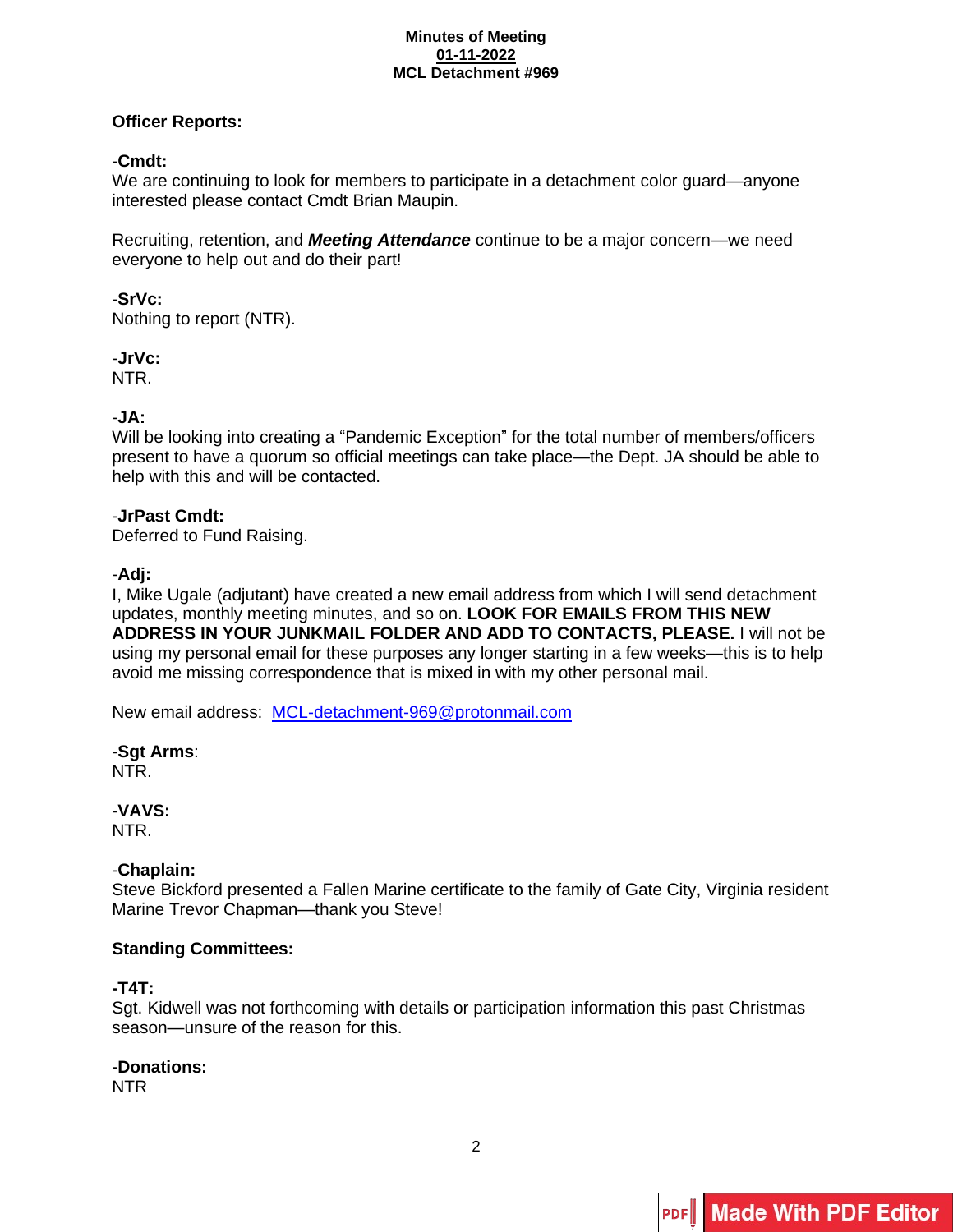**Minutes of Meeting**
**01-11-2022**
**MCL Detachment #969**

**Officer Reports:**

-**Cmdt:**
We are continuing to look for members to participate in a detachment color guard—anyone interested please contact Cmdt Brian Maupin.

Recruiting, retention, and ***Meeting Attendance*** continue to be a major concern—we need everyone to help out and do their part!

-**SrVc:**
Nothing to report (NTR).

-**JrVc:**
NTR.

-**JA:**
Will be looking into creating a "Pandemic Exception" for the total number of members/officers present to have a quorum so official meetings can take place—the Dept. JA should be able to help with this and will be contacted.

-**JrPast Cmdt:**
Deferred to Fund Raising.

-**Adj:**
I, Mike Ugale (adjutant) have created a new email address from which I will send detachment updates, monthly meeting minutes, and so on. **LOOK FOR EMAILS FROM THIS NEW ADDRESS IN YOUR JUNKMAIL FOLDER AND ADD TO CONTACTS, PLEASE.** I will not be using my personal email for these purposes any longer starting in a few weeks—this is to help avoid me missing correspondence that is mixed in with my other personal mail.

New email address: MCL-detachment-969@protonmail.com

-**Sgt Arms**:
NTR.

-**VAVS:**
NTR.

-**Chaplain:**
Steve Bickford presented a Fallen Marine certificate to the family of Gate City, Virginia resident Marine Trevor Chapman—thank you Steve!

**Standing Committees:**

**-T4T:**
Sgt. Kidwell was not forthcoming with details or participation information this past Christmas season—unsure of the reason for this.

**-Donations:**
NTR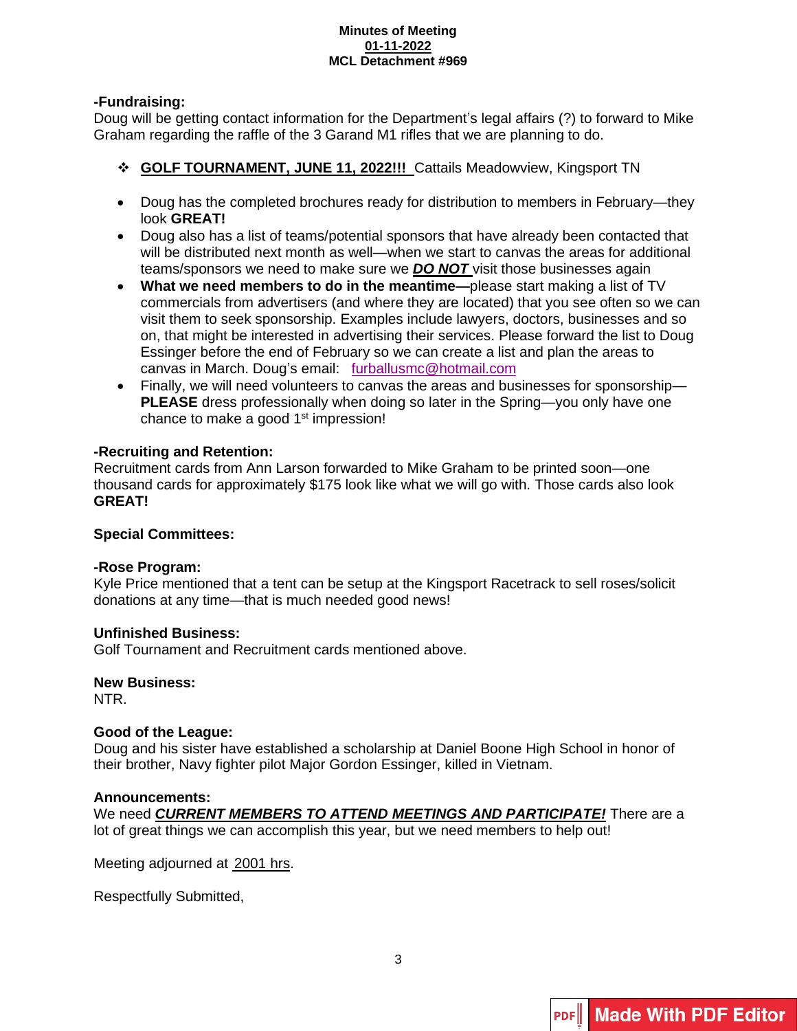**Minutes of Meeting**
**01-11-2022**
**MCL Detachment #969**

**-Fundraising:**

Doug will be getting contact information for the Department's legal affairs (?) to forward to Mike Graham regarding the raffle of the 3 Garand M1 rifles that we are planning to do.

- **GOLF TOURNAMENT, JUNE 11, 2022!!!** Cattails Meadowview, Kingsport TN

- Doug has the completed brochures ready for distribution to members in February—they look **GREAT!**
- Doug also has a list of teams/potential sponsors that have already been contacted that will be distributed next month as well—when we start to canvas the areas for additional teams/sponsors we need to make sure we ***DO NOT*** visit those businesses again
- **What we need members to do in the meantime—**please start making a list of TV commercials from advertisers (and where they are located) that you see often so we can visit them to seek sponsorship. Examples include lawyers, doctors, businesses and so on, that might be interested in advertising their services. Please forward the list to Doug Essinger before the end of February so we can create a list and plan the areas to canvas in March. Doug's email: furballusmc@hotmail.com
- Finally, we will need volunteers to canvas the areas and businesses for sponsorship—**PLEASE** dress professionally when doing so later in the Spring—you only have one chance to make a good 1st impression!

**-Recruiting and Retention:**

Recruitment cards from Ann Larson forwarded to Mike Graham to be printed soon—one thousand cards for approximately $175 look like what we will go with. Those cards also look **GREAT!**

**Special Committees:**

**-Rose Program:**

Kyle Price mentioned that a tent can be setup at the Kingsport Racetrack to sell roses/solicit donations at any time—that is much needed good news!

**Unfinished Business:**

Golf Tournament and Recruitment cards mentioned above.

**New Business:**

NTR.

**Good of the League:**

Doug and his sister have established a scholarship at Daniel Boone High School in honor of their brother, Navy fighter pilot Major Gordon Essinger, killed in Vietnam.

**Announcements:**

We need ***CURRENT MEMBERS TO ATTEND MEETINGS AND PARTICIPATE!*** There are a lot of great things we can accomplish this year, but we need members to help out!

Meeting adjourned at 2001 hrs.

Respectfully Submitted,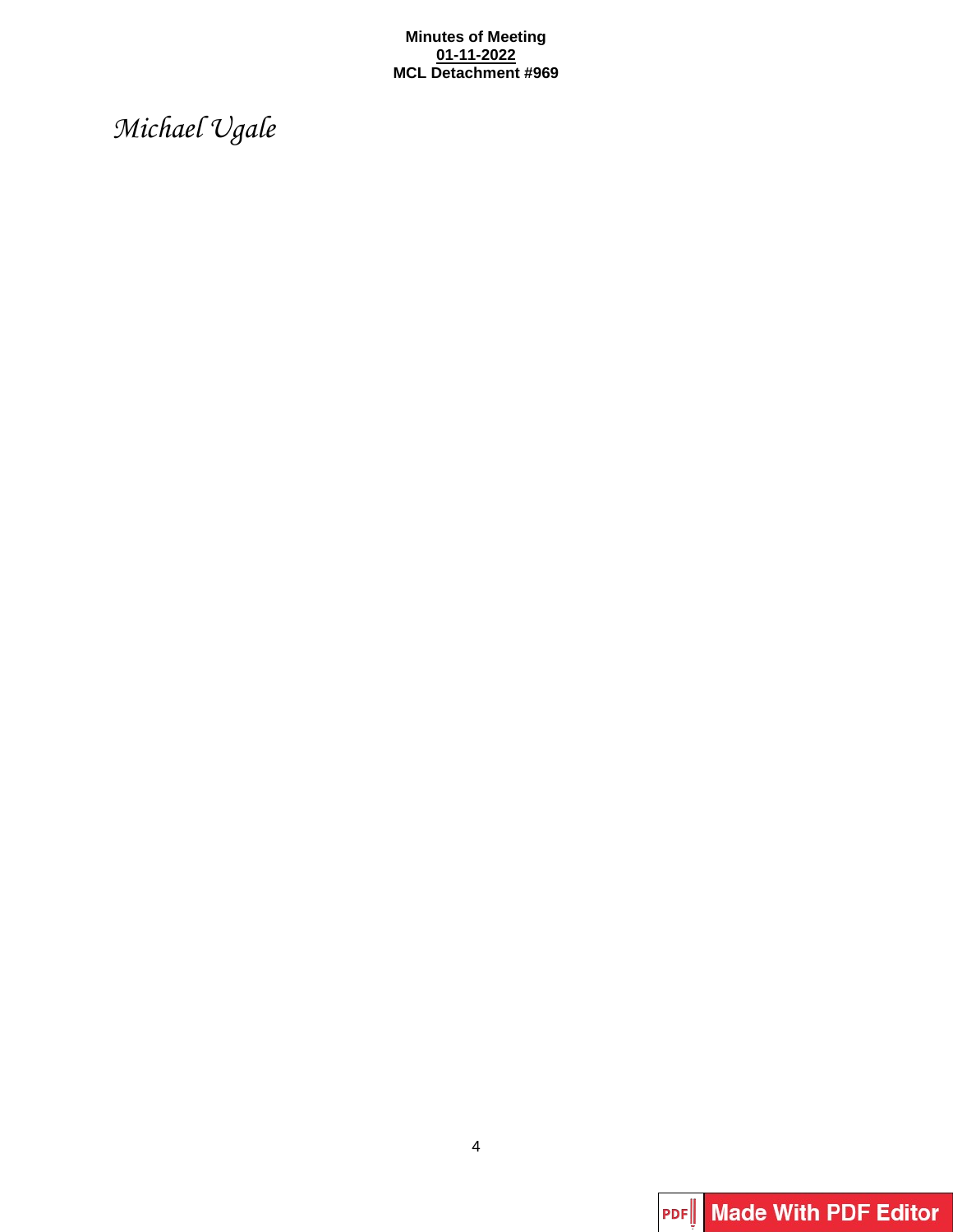*Michael Ugale*